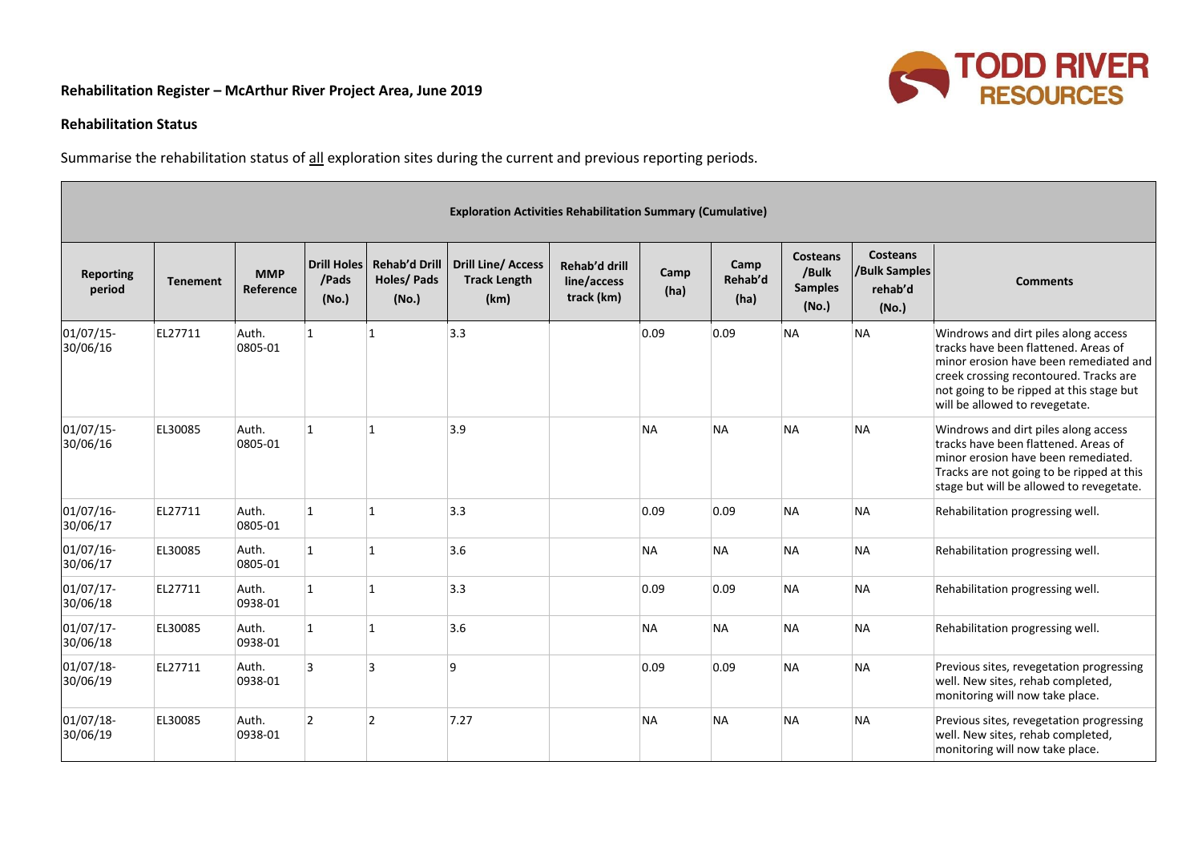**Rehabilitation Register – McArthur River Project Area, June 2019**

**Rehabilitation Status**

Summarise the rehabilitation status of all exploration sites during the current and previous reporting periods.

| Exploration Activities Rehabilitation Summary (Cumulative) | | | | | | | | | | | |
|---|---|---|---|---|---|---|---|---|---|---|---|
| **Reporting period** | **Tenement** | **MMP Reference** | **Drill Holes /Pads (No.)** | **Rehab'd Drill Holes/ Pads (No.)** | **Drill Line/ Access Track Length (km)** | **Rehab'd drill line/access track (km)** | **Camp (ha)** | **Camp Rehab'd (ha)** | **Costeans /Bulk Samples (No.)** | **Costeans /Bulk Samples rehab'd (No.)** | **Comments** |
| 01/07/15-30/06/16 | EL27711 | Auth. 0805-01 | 1 | 1 | 3.3 | | 0.09 | 0.09 | NA | NA | Windrows and dirt piles along access tracks have been flattened. Areas of minor erosion have been remediated and creek crossing recontoured. Tracks are not going to be ripped at this stage but will be allowed to revegetate. |
| 01/07/15-30/06/16 | EL30085 | Auth. 0805-01 | 1 | 1 | 3.9 | | NA | NA | NA | NA | Windrows and dirt piles along access tracks have been flattened. Areas of minor erosion have been remediated. Tracks are not going to be ripped at this stage but will be allowed to revegetate. |
| 01/07/16-30/06/17 | EL27711 | Auth. 0805-01 | 1 | 1 | 3.3 | | 0.09 | 0.09 | NA | NA | Rehabilitation progressing well. |
| 01/07/16-30/06/17 | EL30085 | Auth. 0805-01 | 1 | 1 | 3.6 | | NA | NA | NA | NA | Rehabilitation progressing well. |
| 01/07/17-30/06/18 | EL27711 | Auth. 0938-01 | 1 | 1 | 3.3 | | 0.09 | 0.09 | NA | NA | Rehabilitation progressing well. |
| 01/07/17-30/06/18 | EL30085 | Auth. 0938-01 | 1 | 1 | 3.6 | | NA | NA | NA | NA | Rehabilitation progressing well. |
| 01/07/18-30/06/19 | EL27711 | Auth. 0938-01 | 3 | 3 | 9 | | 0.09 | 0.09 | NA | NA | Previous sites, revegetation progressing well. New sites, rehab completed, monitoring will now take place. |
| 01/07/18-30/06/19 | EL30085 | Auth. 0938-01 | 2 | 2 | 7.27 | | NA | NA | NA | NA | Previous sites, revegetation progressing well. New sites, rehab completed, monitoring will now take place. |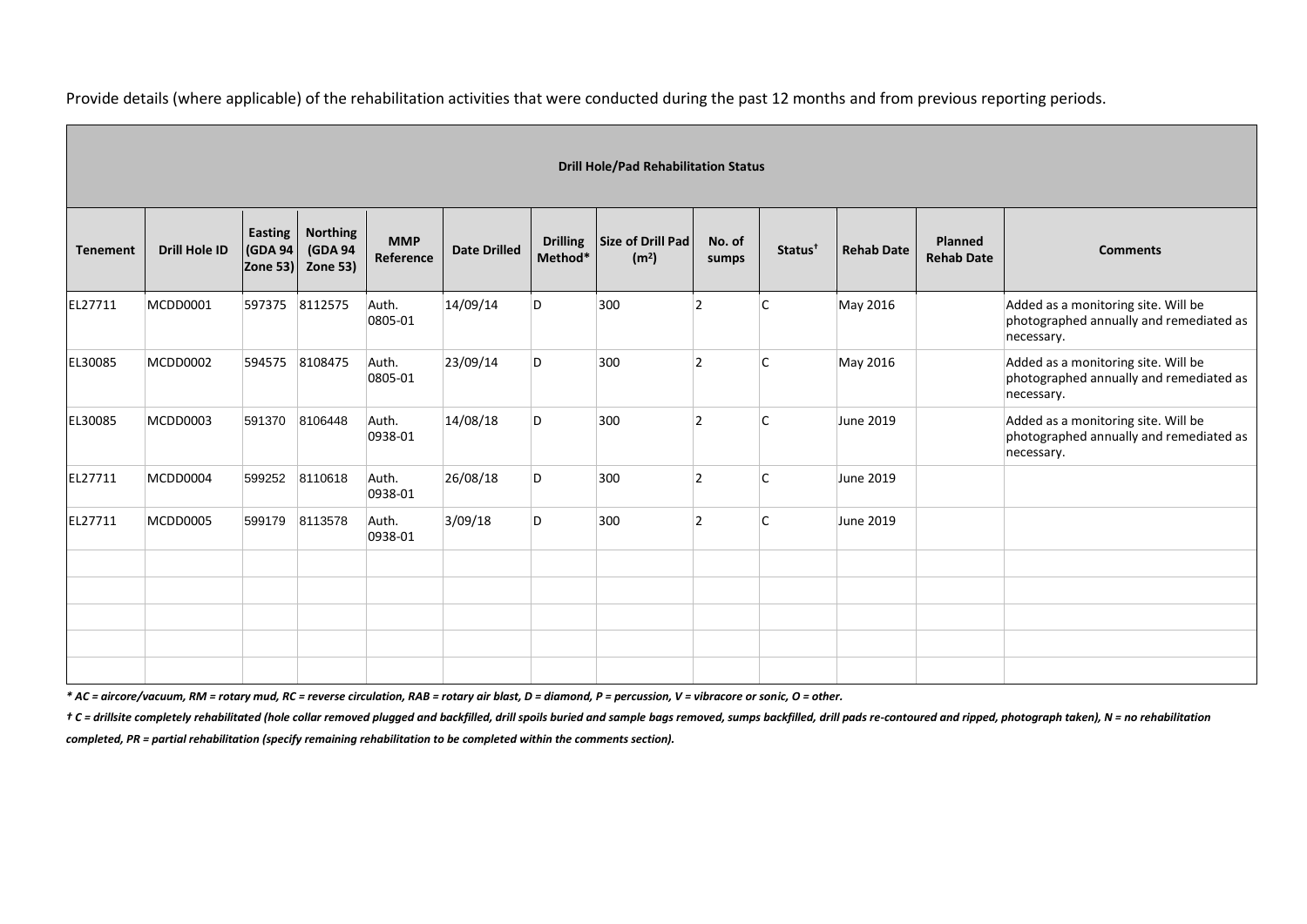Provide details (where applicable) of the rehabilitation activities that were conducted during the past 12 months and from previous reporting periods.

| **Drill Hole/Pad Rehabilitation Status** | | | | | | | | | | | | |
|---|---|---|---|---|---|---|---|---|---|---|---|---|
| **Tenement** | **Drill Hole ID** | **Easting (GDA 94 Zone 53)** | **Northing (GDA 94 Zone 53)** | **MMP Reference** | **Date Drilled** | **Drilling Method*** | **Size of Drill Pad ($m^2$)** | **No. of sumps** | **Status†** | **Rehab Date** | **Planned Rehab Date** | **Comments** |
| EL27711 | MCDD0001 | 597375 | 8112575 | Auth. 0805-01 | 14/09/14 | D | 300 | 2 | C | May 2016 | | Added as a monitoring site. Will be photographed annually and remediated as necessary. |
| EL30085 | MCDD0002 | 594575 | 8108475 | Auth. 0805-01 | 23/09/14 | D | 300 | 2 | C | May 2016 | | Added as a monitoring site. Will be photographed annually and remediated as necessary. |
| EL30085 | MCDD0003 | 591370 | 8106448 | Auth. 0938-01 | 14/08/18 | D | 300 | 2 | C | June 2019 | | Added as a monitoring site. Will be photographed annually and remediated as necessary. |
| EL27711 | MCDD0004 | 599252 | 8110618 | Auth. 0938-01 | 26/08/18 | D | 300 | 2 | C | June 2019 | | |
| EL27711 | MCDD0005 | 599179 | 8113578 | Auth. 0938-01 | 3/09/18 | D | 300 | 2 | C | June 2019 | | |
| | | | | | | | | | | | | |
| | | | | | | | | | | | | |
| | | | | | | | | | | | | |
| | | | | | | | | | | | | |
| | | | | | | | | | | | | |

*\* AC = aircore/vacuum, RM = rotary mud, RC = reverse circulation, RAB = rotary air blast, D = diamond, P = percussion, V = vibracore or sonic, O = other.*

*† C = drillsite completely rehabilitated (hole collar removed plugged and backfilled, drill spoils buried and sample bags removed, sumps backfilled, drill pads re-contoured and ripped, photograph taken), N = no rehabilitation completed, PR = partial rehabilitation (specify remaining rehabilitation to be completed within the comments section).*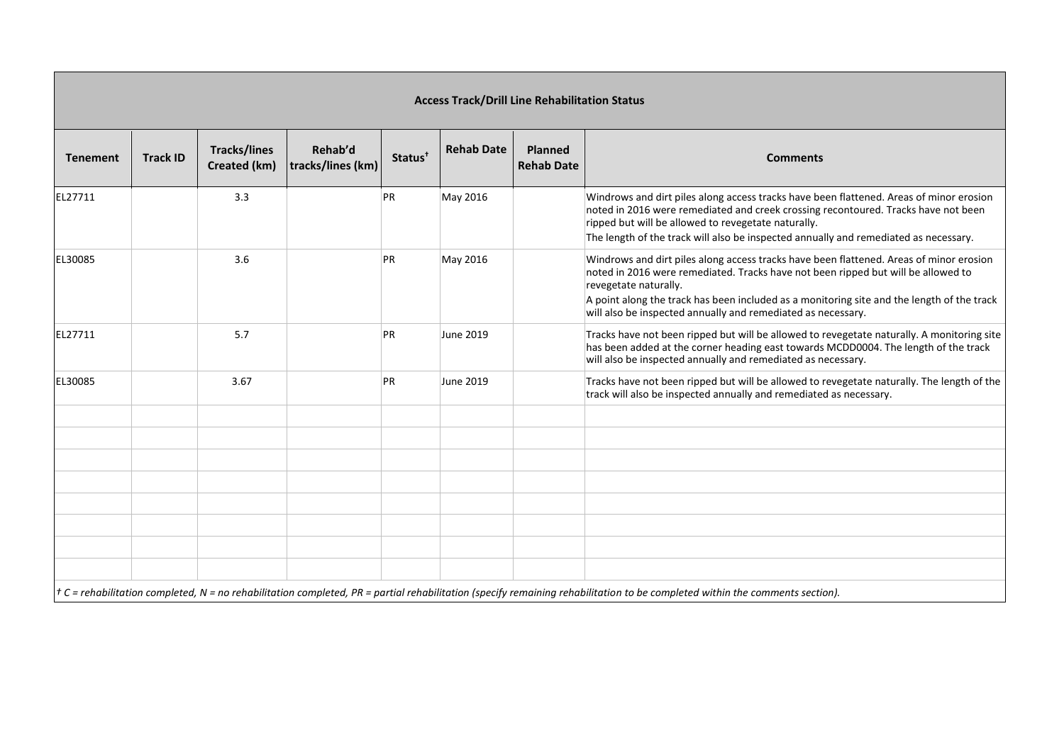| Access Track/Drill Line Rehabilitation Status | | | | | | | |
|---|---|---|---|---|---|---|---|
| **Tenement** | **Track ID** | **Tracks/lines Created (km)** | **Rehab'd tracks/lines (km)** | **Status†** | **Rehab Date** | **Planned Rehab Date** | **Comments** |
| EL27711 | | 3.3 | | PR | May 2016 | | Windrows and dirt piles along access tracks have been flattened. Areas of minor erosion noted in 2016 were remediated and creek crossing recontoured. Tracks have not been ripped but will be allowed to revegetate naturally. The length of the track will also be inspected annually and remediated as necessary. |
| EL30085 | | 3.6 | | PR | May 2016 | | Windrows and dirt piles along access tracks have been flattened. Areas of minor erosion noted in 2016 were remediated. Tracks have not been ripped but will be allowed to revegetate naturally. A point along the track has been included as a monitoring site and the length of the track will also be inspected annually and remediated as necessary. |
| EL27711 | | 5.7 | | PR | June 2019 | | Tracks have not been ripped but will be allowed to revegetate naturally. A monitoring site has been added at the corner heading east towards MCDD0004. The length of the track will also be inspected annually and remediated as necessary. |
| EL30085 | | 3.67 | | PR | June 2019 | | Tracks have not been ripped but will be allowed to revegetate naturally. The length of the track will also be inspected annually and remediated as necessary. |
| | | | | | | | |
| | | | | | | | |
| | | | | | | | |
| | | | | | | | |
| | | | | | | | |
| | | | | | | | |
| | | | | | | | |
| | | | | | | | |

*† C = rehabilitation completed, N = no rehabilitation completed, PR = partial rehabilitation (specify remaining rehabilitation to be completed within the comments section).*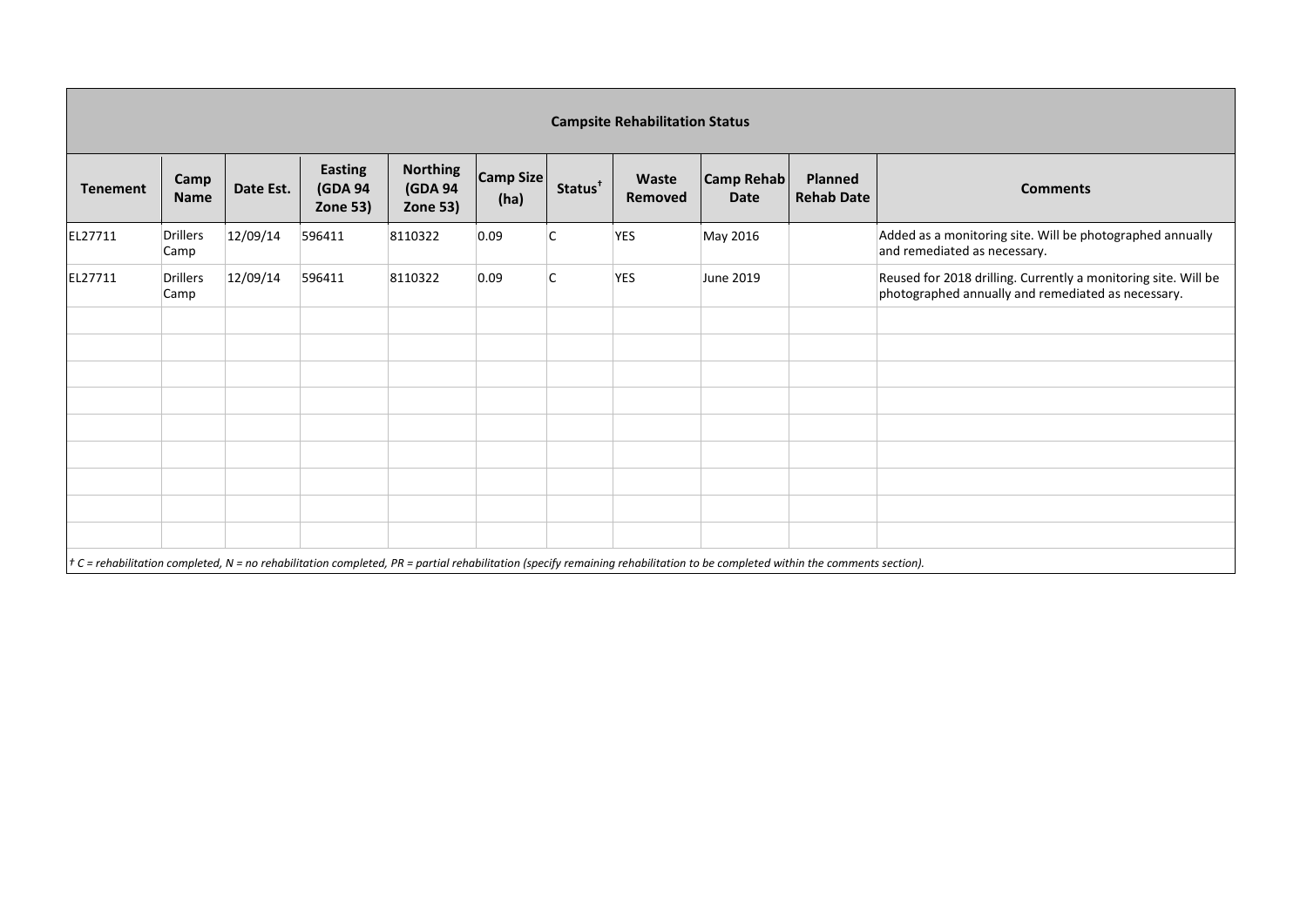## Campsite Rehabilitation Status

| Tenement | Camp Name | Date Est. | Easting (GDA 94 Zone 53) | Northing (GDA 94 Zone 53) | Camp Size (ha) | Status† | Waste Removed | Camp Rehab Date | Planned Rehab Date | Comments |
|---|---|---|---|---|---|---|---|---|---|---|
| EL27711 | Drillers Camp | 12/09/14 | 596411 | 8110322 | 0.09 | C | YES | May 2016 | | Added as a monitoring site. Will be photographed annually and remediated as necessary. |
| EL27711 | Drillers Camp | 12/09/14 | 596411 | 8110322 | 0.09 | C | YES | June 2019 | | Reused for 2018 drilling. Currently a monitoring site. Will be photographed annually and remediated as necessary. |
| | | | | | | | | | | |
| | | | | | | | | | | |
| | | | | | | | | | | |
| | | | | | | | | | | |
| | | | | | | | | | | |
| | | | | | | | | | | |
| | | | | | | | | | | |
| | | | | | | | | | | |
| | | | | | | | | | | |

*† C = rehabilitation completed, N = no rehabilitation completed, PR = partial rehabilitation (specify remaining rehabilitation to be completed within the comments section).*